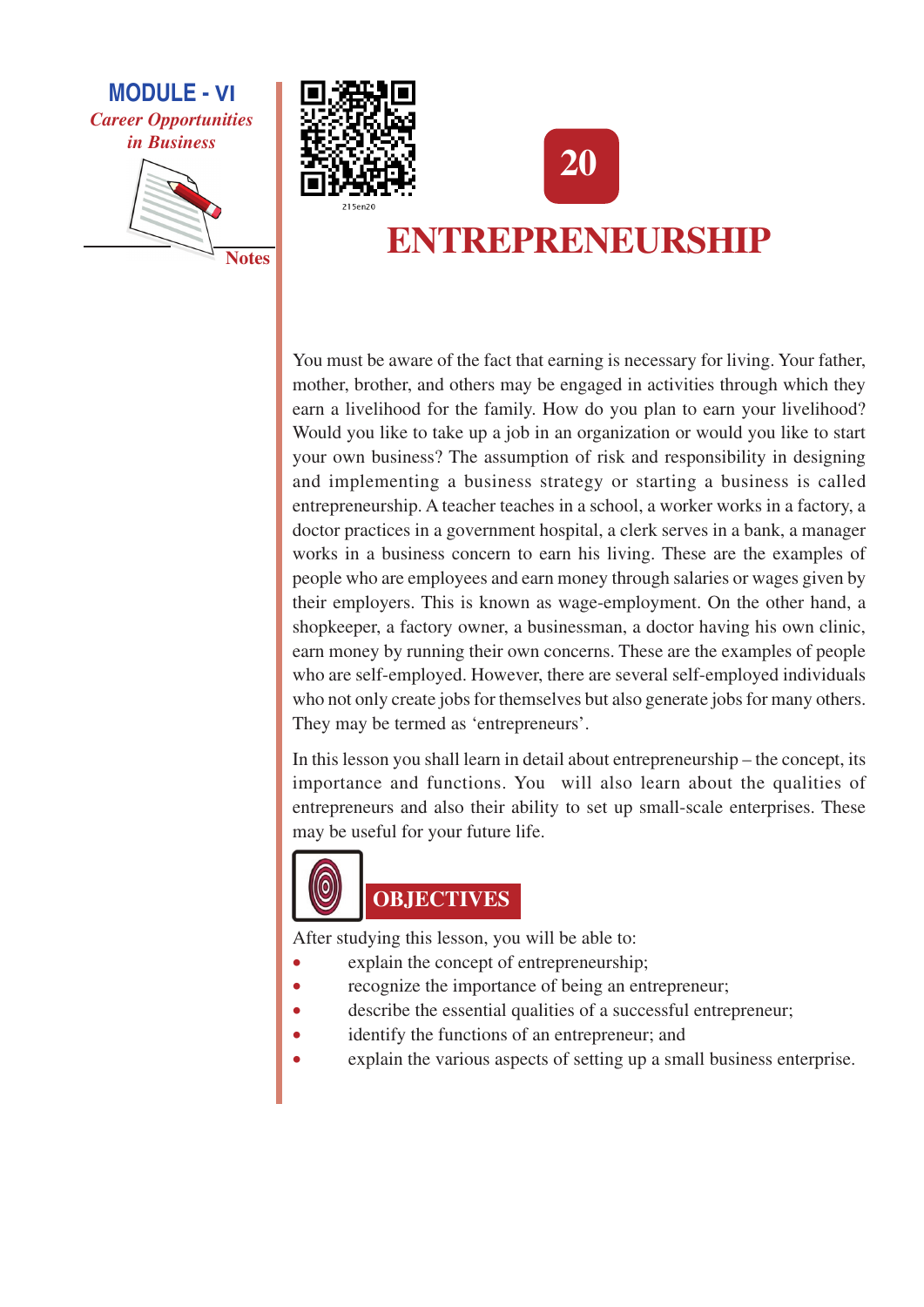# 20

# ENTREPRENEURSHIP

You must be aware of the fact that earning is necessary for living. Your father, mother, brother, and others may be engaged in activities through which they earn a livelihood for the family. How do you plan to earn your livelihood? Would you like to take up a job in an organization or would you like to start your own business? The assumption of risk and responsibility in designing and implementing a business strategy or starting a business is called entrepreneurship. A teacher teaches in a school, a worker works in a factory, a doctor practices in a government hospital, a clerk serves in a bank, a manager works in a business concern to earn his living. These are the examples of people who are employees and earn money through salaries or wages given by their employers. This is known as wage-employment. On the other hand, a shopkeeper, a factory owner, a businessman, a doctor having his own clinic, earn money by running their own concerns. These are the examples of people who are self-employed. However, there are several self-employed individuals who not only create jobs for themselves but also generate jobs for many others. They may be termed as 'entrepreneurs'.

In this lesson you shall learn in detail about entrepreneurship – the concept, its importance and functions. You will also learn about the qualities of entrepreneurs and also their ability to set up small-scale enterprises. These may be useful for your future life.

## OBJECTIVES

After studying this lesson, you will be able to:

- explain the concept of entrepreneurship;
- recognize the importance of being an entrepreneur;
- describe the essential qualities of a successful entrepreneur;
- identify the functions of an entrepreneur; and
- explain the various aspects of setting up a small business enterprise.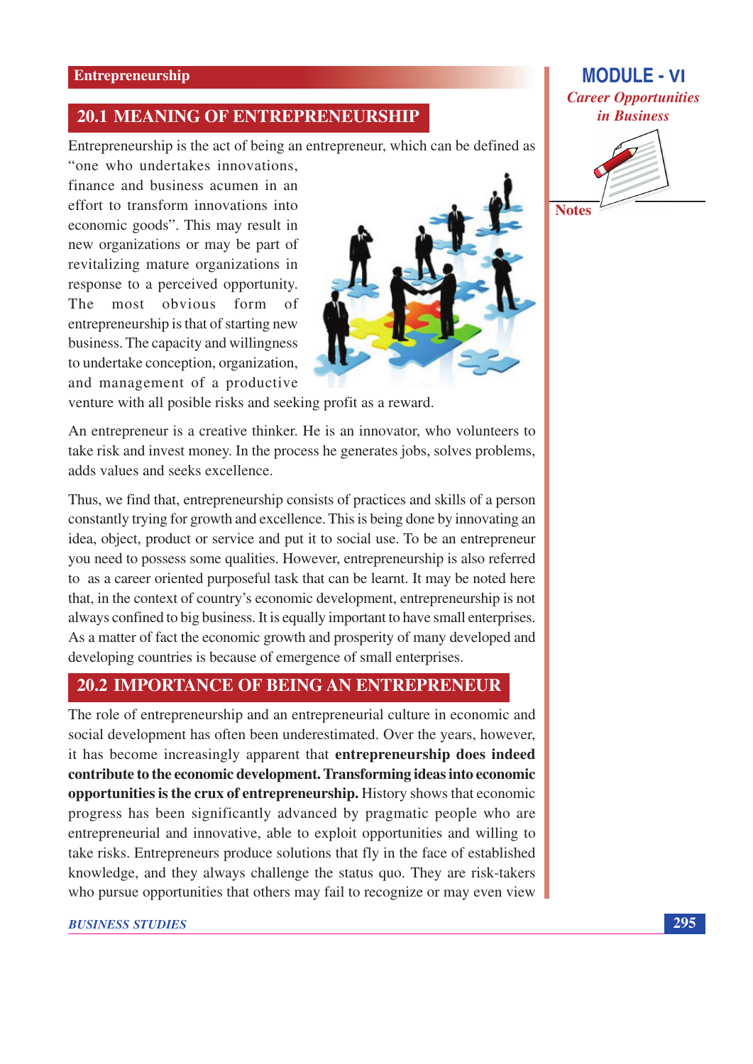## 20.1 MEANING OF ENTREPRENEURSHIP

Entrepreneurship is the act of being an entrepreneur, which can be defined as "one who undertakes innovations, finance and business acumen in an effort to transform innovations into economic goods". This may result in new organizations or may be part of revitalizing mature organizations in response to a perceived opportunity. The most obvious form of entrepreneurship is that of starting new business. The capacity and willingness to undertake conception, organization, and management of a productive venture with all posible risks and seeking profit as a reward.

An entrepreneur is a creative thinker. He is an innovator, who volunteers to take risk and invest money. In the process he generates jobs, solves problems, adds values and seeks excellence.

Thus, we find that, entrepreneurship consists of practices and skills of a person constantly trying for growth and excellence. This is being done by innovating an idea, object, product or service and put it to social use. To be an entrepreneur you need to possess some qualities. However, entrepreneurship is also referred to as a career oriented purposeful task that can be learnt. It may be noted here that, in the context of country's economic development, entrepreneurship is not always confined to big business. It is equally important to have small enterprises. As a matter of fact the economic growth and prosperity of many developed and developing countries is because of emergence of small enterprises.

## 20.2 IMPORTANCE OF BEING AN ENTREPRENEUR

The role of entrepreneurship and an entrepreneurial culture in economic and social development has often been underestimated. Over the years, however, it has become increasingly apparent that **entrepreneurship does indeed contribute to the economic development. Transforming ideas into economic opportunities is the crux of entrepreneurship.** History shows that economic progress has been significantly advanced by pragmatic people who are entrepreneurial and innovative, able to exploit opportunities and willing to take risks. Entrepreneurs produce solutions that fly in the face of established knowledge, and they always challenge the status quo. They are risk-takers who pursue opportunities that others may fail to recognize or may even view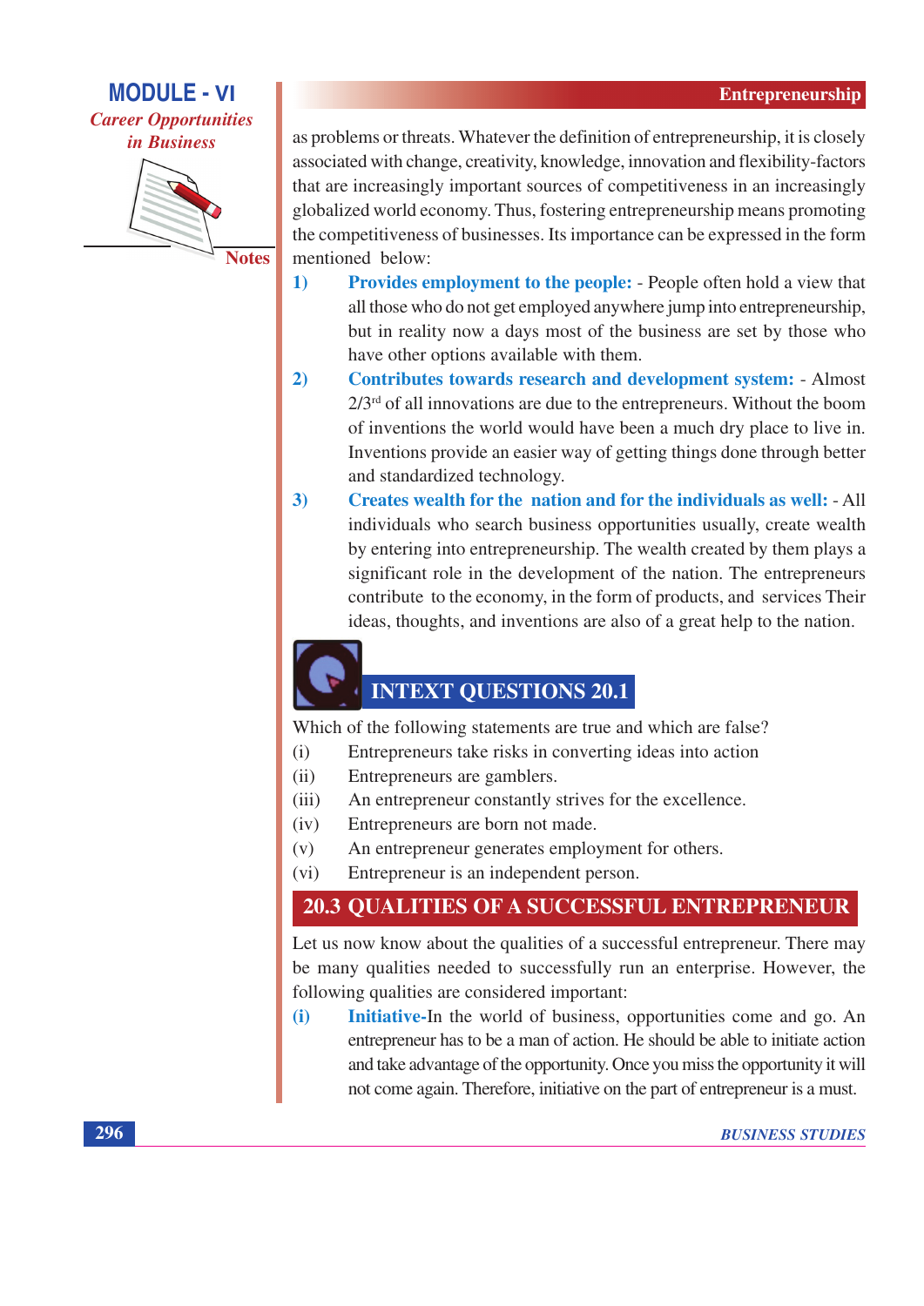as problems or threats. Whatever the definition of entrepreneurship, it is closely associated with change, creativity, knowledge, innovation and flexibility-factors that are increasingly important sources of competitiveness in an increasingly globalized world economy. Thus, fostering entrepreneurship means promoting the competitiveness of businesses. Its importance can be expressed in the form mentioned below:

1) **Provides employment to the people:** - People often hold a view that all those who do not get employed anywhere jump into entrepreneurship, but in reality now a days most of the business are set by those who have other options available with them.

2) **Contributes towards research and development system:** - Almost 2/3[rd] of all innovations are due to the entrepreneurs. Without the boom of inventions the world would have been a much dry place to live in. Inventions provide an easier way of getting things done through better and standardized technology.

3) **Creates wealth for the nation and for the individuals as well:** - All individuals who search business opportunities usually, create wealth by entering into entrepreneurship. The wealth created by them plays a significant role in the development of the nation. The entrepreneurs contribute to the economy, in the form of products, and services Their ideas, thoughts, and inventions are also of a great help to the nation.

## INTEXT QUESTIONS 20.1

Which of the following statements are true and which are false?

(i) Entrepreneurs take risks in converting ideas into action

(ii) Entrepreneurs are gamblers.

(iii) An entrepreneur constantly strives for the excellence.

(iv) Entrepreneurs are born not made.

(v) An entrepreneur generates employment for others.

(vi) Entrepreneur is an independent person.

## 20.3 QUALITIES OF A SUCCESSFUL ENTREPRENEUR

Let us now know about the qualities of a successful entrepreneur. There may be many qualities needed to successfully run an enterprise. However, the following qualities are considered important:

(i) **Initiative-**In the world of business, opportunities come and go. An entrepreneur has to be a man of action. He should be able to initiate action and take advantage of the opportunity. Once you miss the opportunity it will not come again. Therefore, initiative on the part of entrepreneur is a must.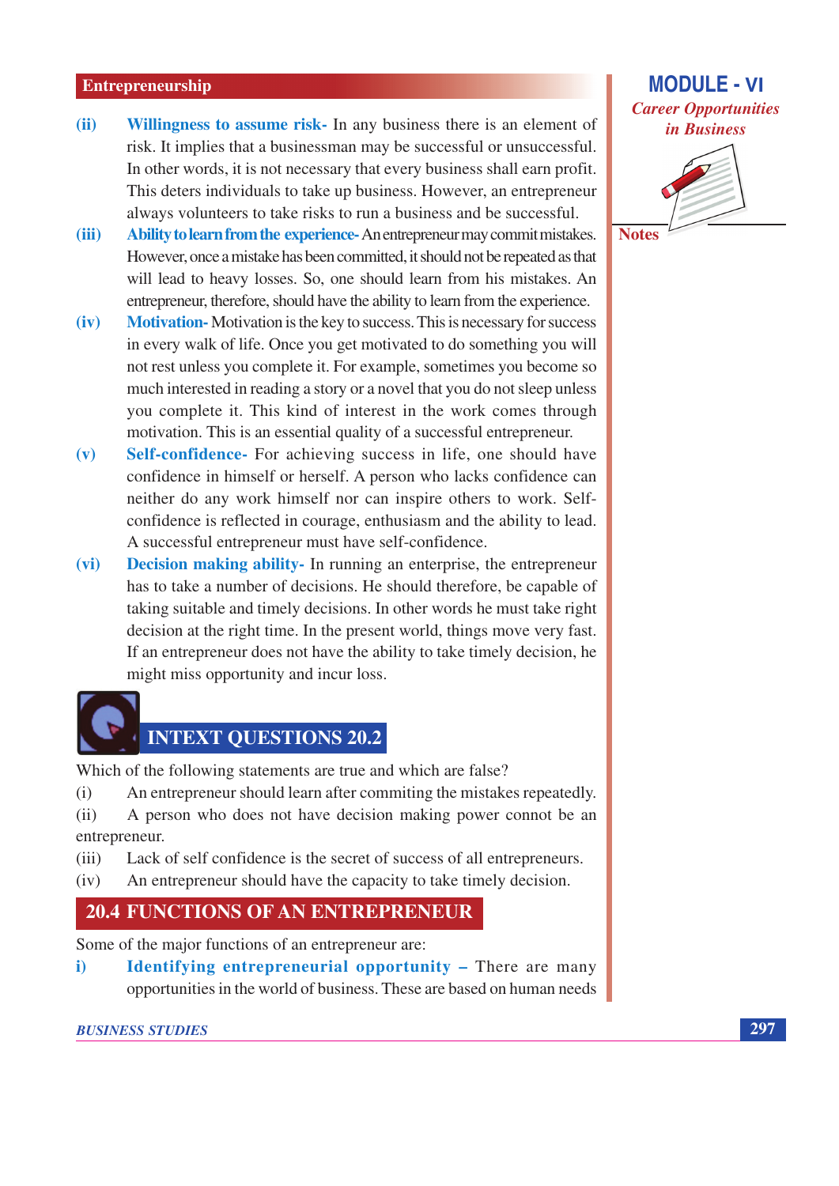(ii) **Willingness to assume risk-** In any business there is an element of risk. It implies that a businessman may be successful or unsuccessful. In other words, it is not necessary that every business shall earn profit. This deters individuals to take up business. However, an entrepreneur always volunteers to take risks to run a business and be successful.

(iii) **Ability to learn from the experience-** An entrepreneur may commit mistakes. However, once a mistake has been committed, it should not be repeated as that will lead to heavy losses. So, one should learn from his mistakes. An entrepreneur, therefore, should have the ability to learn from the experience.

(iv) **Motivation-** Motivation is the key to success. This is necessary for success in every walk of life. Once you get motivated to do something you will not rest unless you complete it. For example, sometimes you become so much interested in reading a story or a novel that you do not sleep unless you complete it. This kind of interest in the work comes through motivation. This is an essential quality of a successful entrepreneur.

(v) **Self-confidence-** For achieving success in life, one should have confidence in himself or herself. A person who lacks confidence can neither do any work himself nor can inspire others to work. Self-confidence is reflected in courage, enthusiasm and the ability to lead. A successful entrepreneur must have self-confidence.

(vi) **Decision making ability-** In running an enterprise, the entrepreneur has to take a number of decisions. He should therefore, be capable of taking suitable and timely decisions. In other words he must take right decision at the right time. In the present world, things move very fast. If an entrepreneur does not have the ability to take timely decision, he might miss opportunity and incur loss.

## INTEXT QUESTIONS 20.2

Which of the following statements are true and which are false?

(i) An entrepreneur should learn after commiting the mistakes repeatedly.

(ii) A person who does not have decision making power connot be an entrepreneur.

(iii) Lack of self confidence is the secret of success of all entrepreneurs.

(iv) An entrepreneur should have the capacity to take timely decision.

## 20.4 FUNCTIONS OF AN ENTREPRENEUR

Some of the major functions of an entrepreneur are:

i) **Identifying entrepreneurial opportunity –** There are many opportunities in the world of business. These are based on human needs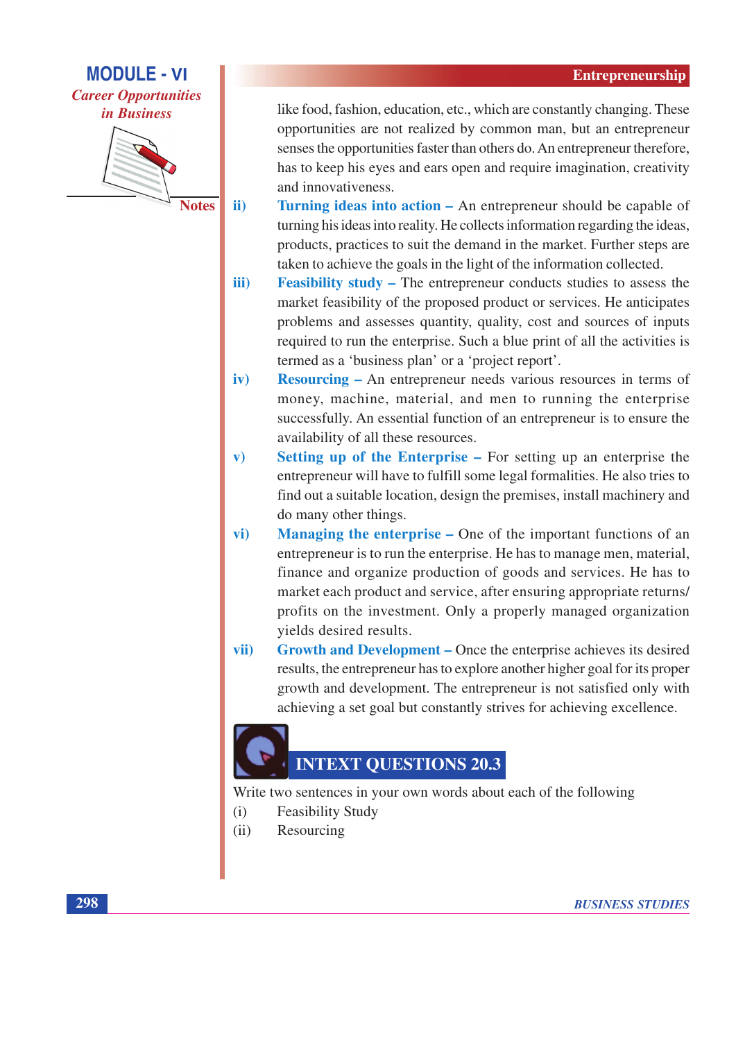like food, fashion, education, etc., which are constantly changing. These opportunities are not realized by common man, but an entrepreneur senses the opportunities faster than others do. An entrepreneur therefore, has to keep his eyes and ears open and require imagination, creativity and innovativeness.

ii) **Turning ideas into action –** An entrepreneur should be capable of turning his ideas into reality. He collects information regarding the ideas, products, practices to suit the demand in the market. Further steps are taken to achieve the goals in the light of the information collected.

iii) **Feasibility study –** The entrepreneur conducts studies to assess the market feasibility of the proposed product or services. He anticipates problems and assesses quantity, quality, cost and sources of inputs required to run the enterprise. Such a blue print of all the activities is termed as a 'business plan' or a 'project report'.

iv) **Resourcing –** An entrepreneur needs various resources in terms of money, machine, material, and men to running the enterprise successfully. An essential function of an entrepreneur is to ensure the availability of all these resources.

v) **Setting up of the Enterprise –** For setting up an enterprise the entrepreneur will have to fulfill some legal formalities. He also tries to find out a suitable location, design the premises, install machinery and do many other things.

vi) **Managing the enterprise –** One of the important functions of an entrepreneur is to run the enterprise. He has to manage men, material, finance and organize production of goods and services. He has to market each product and service, after ensuring appropriate returns/ profits on the investment. Only a properly managed organization yields desired results.

vii) **Growth and Development –** Once the enterprise achieves its desired results, the entrepreneur has to explore another higher goal for its proper growth and development. The entrepreneur is not satisfied only with achieving a set goal but constantly strives for achieving excellence.

## INTEXT QUESTIONS 20.3

Write two sentences in your own words about each of the following

(i) Feasibility Study

(ii) Resourcing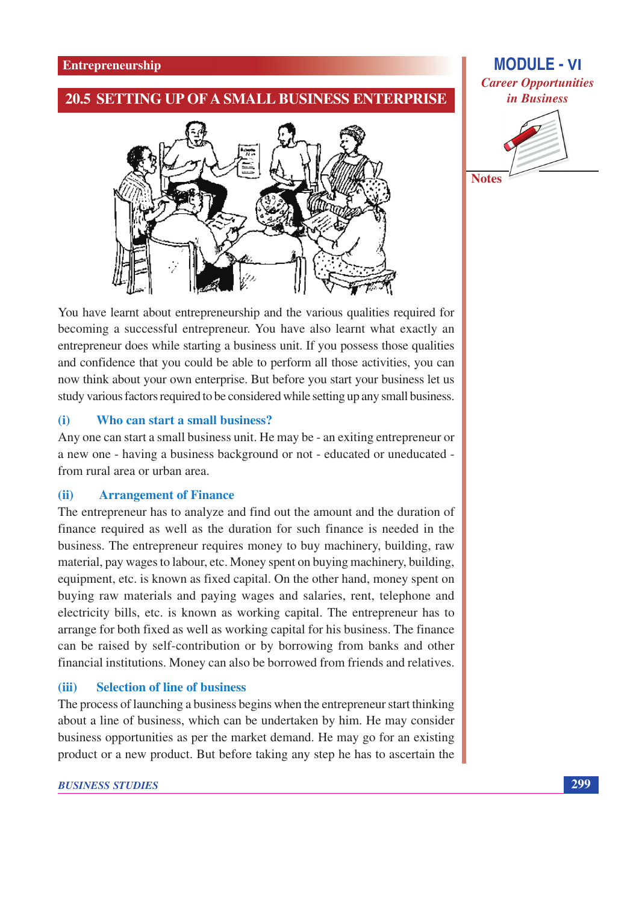## 20.5 SETTING UP OF A SMALL BUSINESS ENTERPRISE

You have learnt about entrepreneurship and the various qualities required for becoming a successful entrepreneur. You have also learnt what exactly an entrepreneur does while starting a business unit. If you possess those qualities and confidence that you could be able to perform all those activities, you can now think about your own enterprise. But before you start your business let us study various factors required to be considered while setting up any small business.

### (i) Who can start a small business?

Any one can start a small business unit. He may be - an exiting entrepreneur or a new one - having a business background or not - educated or uneducated - from rural area or urban area.

### (ii) Arrangement of Finance

The entrepreneur has to analyze and find out the amount and the duration of finance required as well as the duration for such finance is needed in the business. The entrepreneur requires money to buy machinery, building, raw material, pay wages to labour, etc. Money spent on buying machinery, building, equipment, etc. is known as fixed capital. On the other hand, money spent on buying raw materials and paying wages and salaries, rent, telephone and electricity bills, etc. is known as working capital. The entrepreneur has to arrange for both fixed as well as working capital for his business. The finance can be raised by self-contribution or by borrowing from banks and other financial institutions. Money can also be borrowed from friends and relatives.

### (iii) Selection of line of business

The process of launching a business begins when the entrepreneur start thinking about a line of business, which can be undertaken by him. He may consider business opportunities as per the market demand. He may go for an existing product or a new product. But before taking any step he has to ascertain the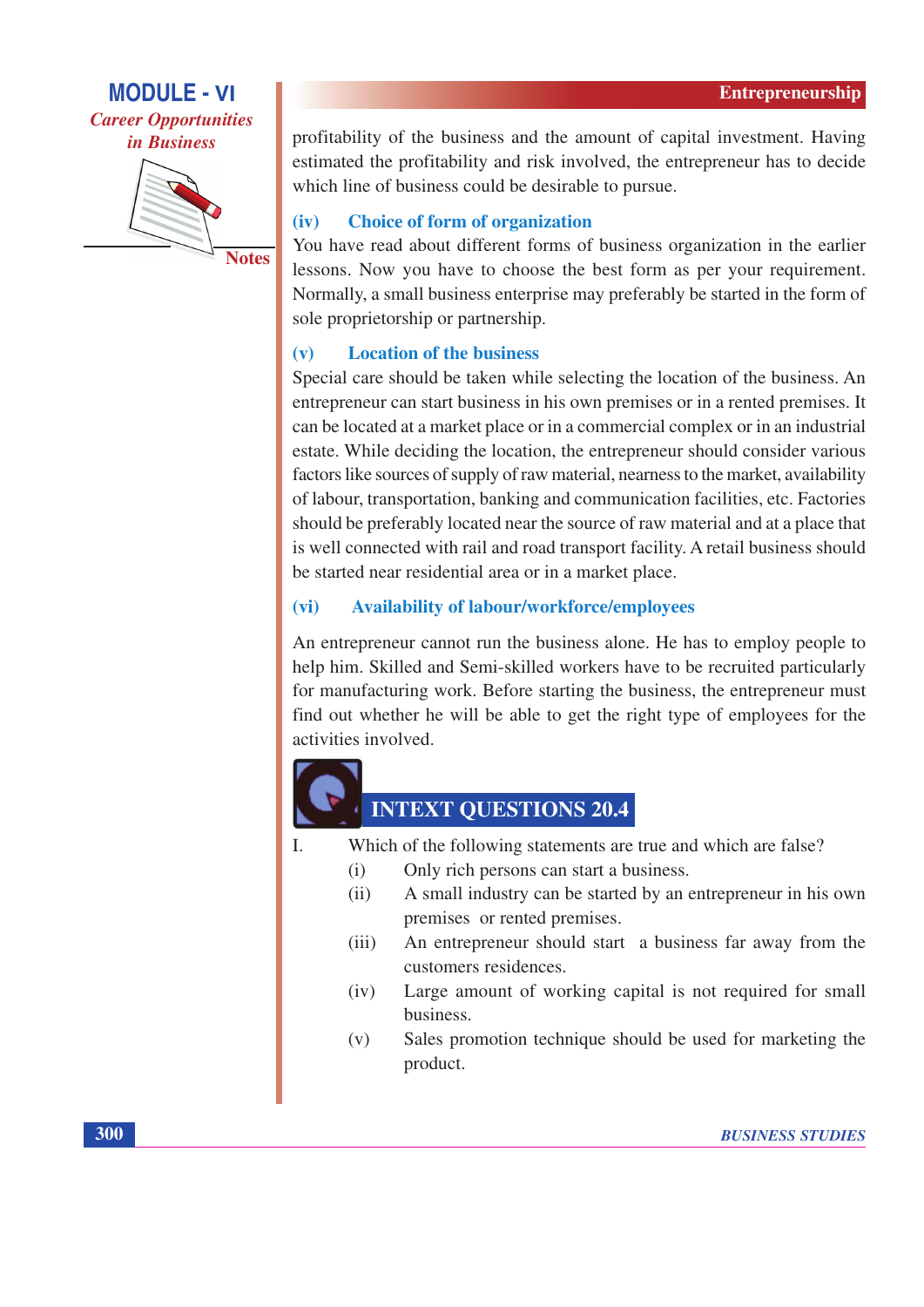profitability of the business and the amount of capital investment. Having estimated the profitability and risk involved, the entrepreneur has to decide which line of business could be desirable to pursue.

### (iv) Choice of form of organization

You have read about different forms of business organization in the earlier lessons. Now you have to choose the best form as per your requirement. Normally, a small business enterprise may preferably be started in the form of sole proprietorship or partnership.

### (v) Location of the business

Special care should be taken while selecting the location of the business. An entrepreneur can start business in his own premises or in a rented premises. It can be located at a market place or in a commercial complex or in an industrial estate. While deciding the location, the entrepreneur should consider various factors like sources of supply of raw material, nearness to the market, availability of labour, transportation, banking and communication facilities, etc. Factories should be preferably located near the source of raw material and at a place that is well connected with rail and road transport facility. A retail business should be started near residential area or in a market place.

### (vi) Availability of labour/workforce/employees

An entrepreneur cannot run the business alone. He has to employ people to help him. Skilled and Semi-skilled workers have to be recruited particularly for manufacturing work. Before starting the business, the entrepreneur must find out whether he will be able to get the right type of employees for the activities involved.

## INTEXT QUESTIONS 20.4

I. Which of the following statements are true and which are false?

(i) Only rich persons can start a business.

(ii) A small industry can be started by an entrepreneur in his own premises or rented premises.

(iii) An entrepreneur should start a business far away from the customers residences.

(iv) Large amount of working capital is not required for small business.

(v) Sales promotion technique should be used for marketing the product.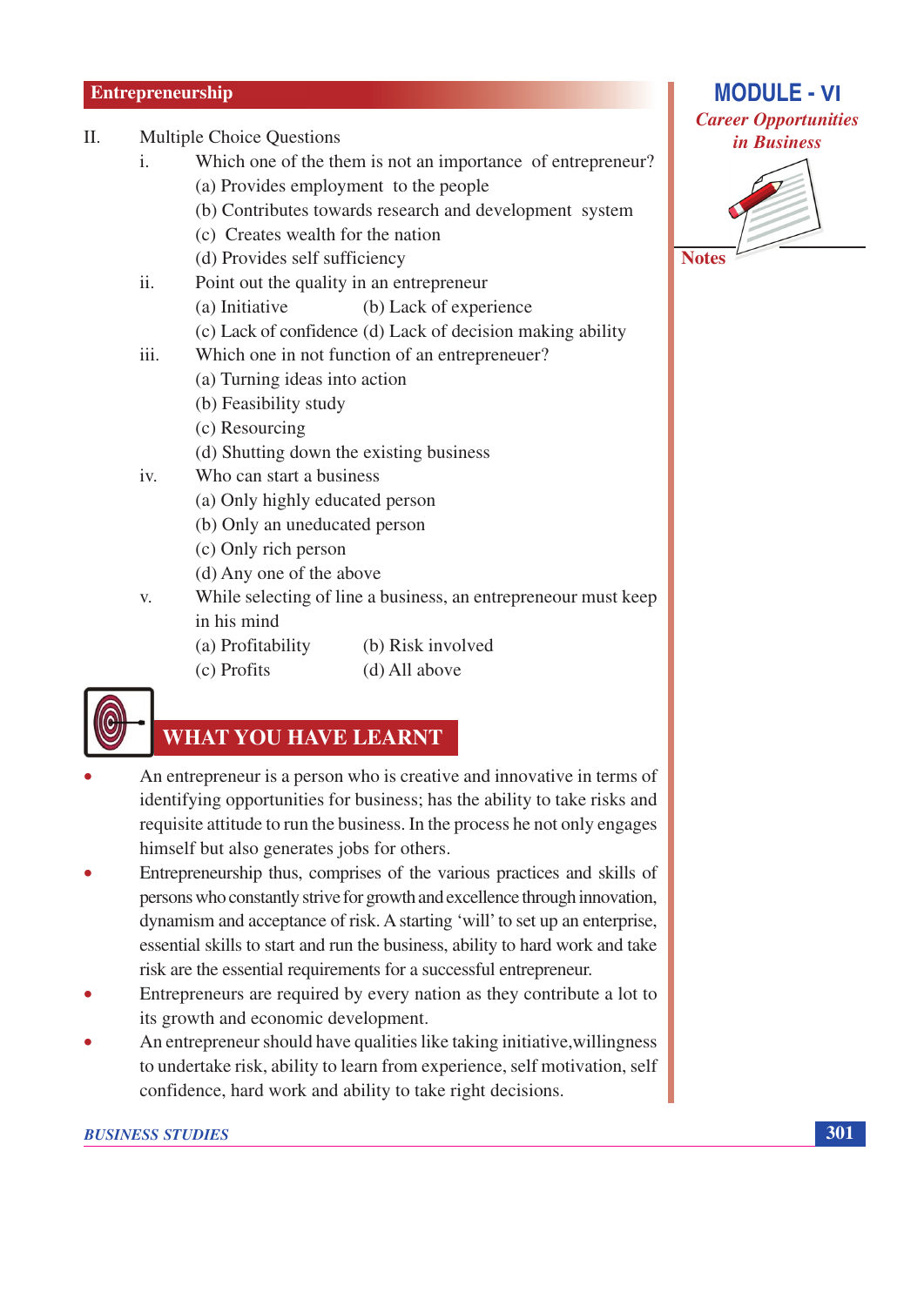II. Multiple Choice Questions

i. Which one of the them is not an importance of entrepreneur?
   (a) Provides employment to the people
   (b) Contributes towards research and development system
   (c) Creates wealth for the nation
   (d) Provides self sufficiency

ii. Point out the quality in an entrepreneur
   (a) Initiative (b) Lack of experience
   (c) Lack of confidence (d) Lack of decision making ability

iii. Which one in not function of an entrepreneuer?
   (a) Turning ideas into action
   (b) Feasibility study
   (c) Resourcing
   (d) Shutting down the existing business

iv. Who can start a business
   (a) Only highly educated person
   (b) Only an uneducated person
   (c) Only rich person
   (d) Any one of the above

v. While selecting of line a business, an entrepreneur must keep in his mind
   (a) Profitability (b) Risk involved
   (c) Profits (d) All above

## WHAT YOU HAVE LEARNT

- An entrepreneur is a person who is creative and innovative in terms of identifying opportunities for business; has the ability to take risks and requisite attitude to run the business. In the process he not only engages himself but also generates jobs for others.
- Entrepreneurship thus, comprises of the various practices and skills of persons who constantly strive for growth and excellence through innovation, dynamism and acceptance of risk. A starting 'will' to set up an enterprise, essential skills to start and run the business, ability to hard work and take risk are the essential requirements for a successful entrepreneur.
- Entrepreneurs are required by every nation as they contribute a lot to its growth and economic development.
- An entrepreneur should have qualities like taking initiative,willingness to undertake risk, ability to learn from experience, self motivation, self confidence, hard work and ability to take right decisions.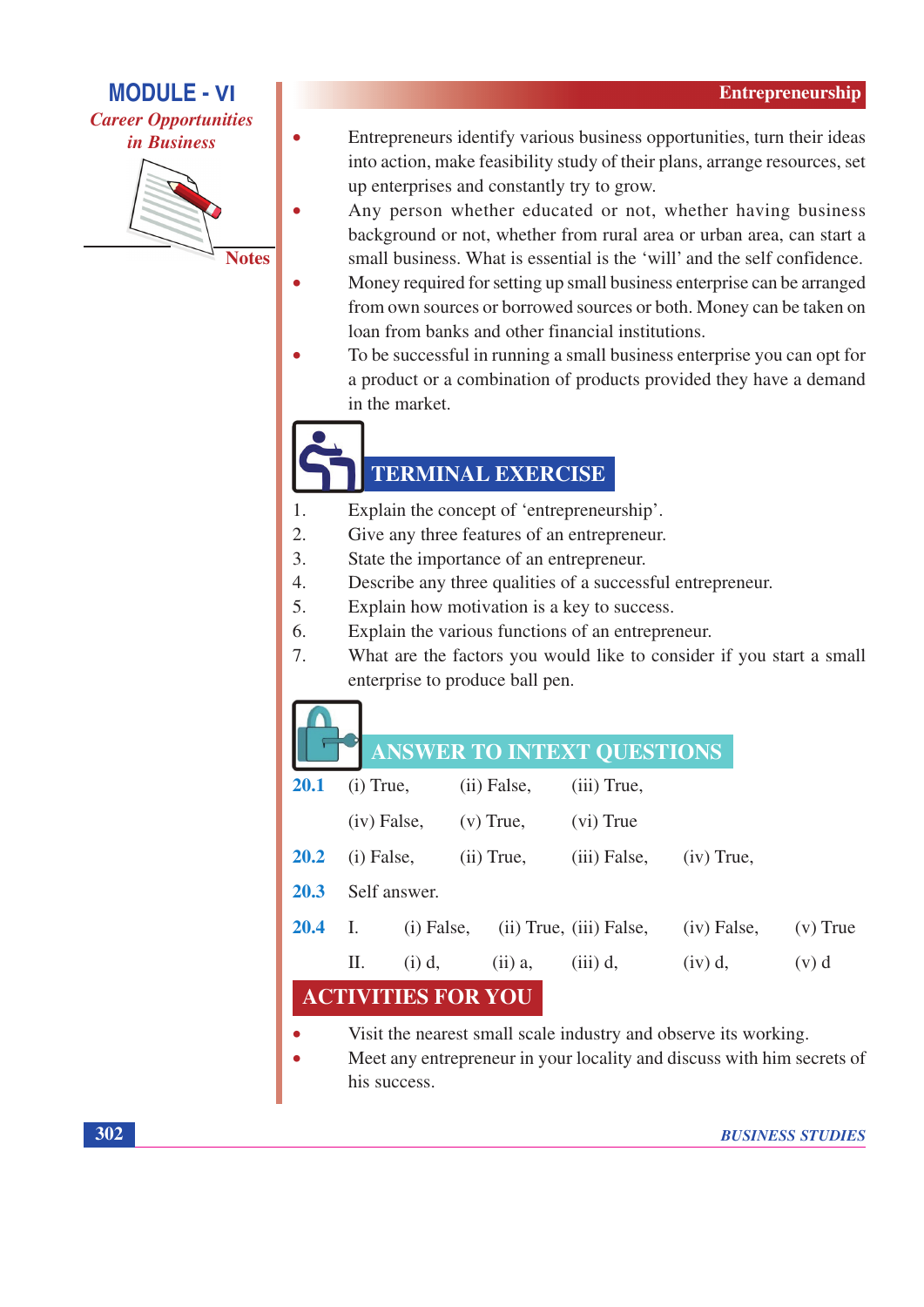- Entrepreneurs identify various business opportunities, turn their ideas into action, make feasibility study of their plans, arrange resources, set up enterprises and constantly try to grow.
- Any person whether educated or not, whether having business background or not, whether from rural area or urban area, can start a small business. What is essential is the 'will' and the self confidence.
- Money required for setting up small business enterprise can be arranged from own sources or borrowed sources or both. Money can be taken on loan from banks and other financial institutions.
- To be successful in running a small business enterprise you can opt for a product or a combination of products provided they have a demand in the market.

## TERMINAL EXERCISE

1. Explain the concept of 'entrepreneurship'.
2. Give any three features of an entrepreneur.
3. State the importance of an entrepreneur.
4. Describe any three qualities of a successful entrepreneur.
5. Explain how motivation is a key to success.
6. Explain the various functions of an entrepreneur.
7. What are the factors you would like to consider if you start a small enterprise to produce ball pen.

## ANSWER TO INTEXT QUESTIONS

**20.1** (i) True, (ii) False, (iii) True, (iv) False, (v) True, (vi) True

**20.2** (i) False, (ii) True, (iii) False, (iv) True,

**20.3** Self answer.

**20.4** I. (i) False, (ii) True, (iii) False, (iv) False, (v) True

II. (i) d, (ii) a, (iii) d, (iv) d, (v) d

## ACTIVITIES FOR YOU

- Visit the nearest small scale industry and observe its working.
- Meet any entrepreneur in your locality and discuss with him secrets of his success.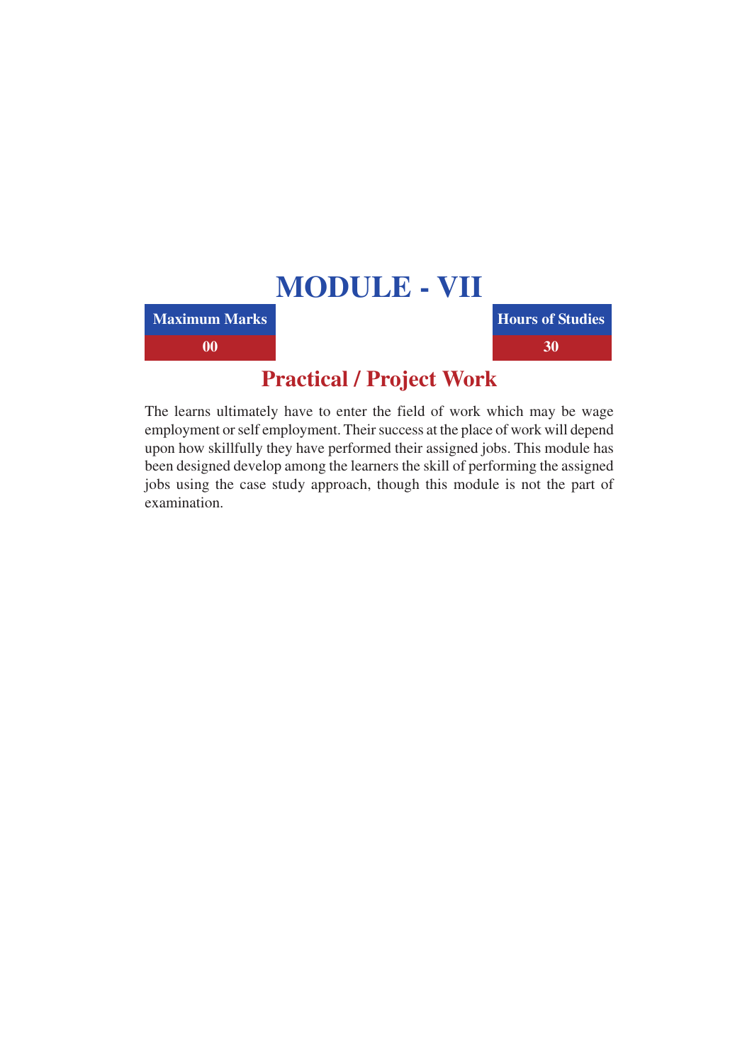# MODULE - VII

| Maximum Marks | Hours of Studies |
|---|---|
| 00 | 30 |

## Practical / Project Work

The learns ultimately have to enter the field of work which may be wage employment or self employment. Their success at the place of work will depend upon how skillfully they have performed their assigned jobs. This module has been designed develop among the learners the skill of performing the assigned jobs using the case study approach, though this module is not the part of examination.